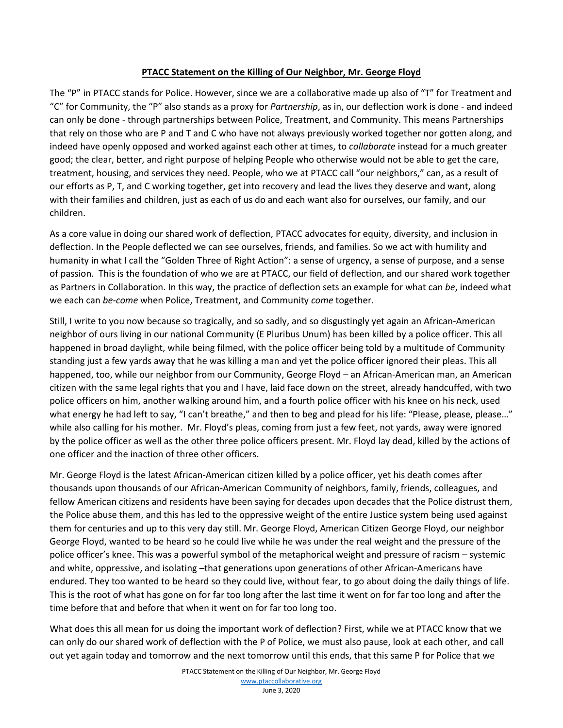**PTACC Statement on the Killing of Our Neighbor, Mr. George Floyd**

The "P" in PTACC stands for Police. However, since we are a collaborative made up also of "T" for Treatment and "C" for Community, the "P" also stands as a proxy for *Partnership*, as in, our deflection work is done - and indeed can only be done - through partnerships between Police, Treatment, and Community. This means Partnerships that rely on those who are P and T and C who have not always previously worked together nor gotten along, and indeed have openly opposed and worked against each other at times, to *collaborate* instead for a much greater good; the clear, better, and right purpose of helping People who otherwise would not be able to get the care, treatment, housing, and services they need. People, who we at PTACC call "our neighbors," can, as a result of our efforts as P, T, and C working together, get into recovery and lead the lives they deserve and want, along with their families and children, just as each of us do and each want also for ourselves, our family, and our children.

As a core value in doing our shared work of deflection, PTACC advocates for equity, diversity, and inclusion in deflection. In the People deflected we can see ourselves, friends, and families. So we act with humility and humanity in what I call the "Golden Three of Right Action": a sense of urgency, a sense of purpose, and a sense of passion. This is the foundation of who we are at PTACC, our field of deflection, and our shared work together as Partners in Collaboration. In this way, the practice of deflection sets an example for what can *be*, indeed what we each can *be-come* when Police, Treatment, and Community *come* together.

Still, I write to you now because so tragically, and so sadly, and so disgustingly yet again an African-American neighbor of ours living in our national Community (E Pluribus Unum) has been killed by a police officer. This all happened in broad daylight, while being filmed, with the police officer being told by a multitude of Community standing just a few yards away that he was killing a man and yet the police officer ignored their pleas. This all happened, too, while our neighbor from our Community, George Floyd – an African-American man, an American citizen with the same legal rights that you and I have, laid face down on the street, already handcuffed, with two police officers on him, another walking around him, and a fourth police officer with his knee on his neck, used what energy he had left to say, "I can't breathe," and then to beg and plead for his life: "Please, please, please…" while also calling for his mother. Mr. Floyd's pleas, coming from just a few feet, not yards, away were ignored by the police officer as well as the other three police officers present. Mr. Floyd lay dead, killed by the actions of one officer and the inaction of three other officers.

Mr. George Floyd is the latest African-American citizen killed by a police officer, yet his death comes after thousands upon thousands of our African-American Community of neighbors, family, friends, colleagues, and fellow American citizens and residents have been saying for decades upon decades that the Police distrust them, the Police abuse them, and this has led to the oppressive weight of the entire Justice system being used against them for centuries and up to this very day still. Mr. George Floyd, American Citizen George Floyd, our neighbor George Floyd, wanted to be heard so he could live while he was under the real weight and the pressure of the police officer's knee. This was a powerful symbol of the metaphorical weight and pressure of racism – systemic and white, oppressive, and isolating –that generations upon generations of other African-Americans have endured. They too wanted to be heard so they could live, without fear, to go about doing the daily things of life. This is the root of what has gone on for far too long after the last time it went on for far too long and after the time before that and before that when it went on for far too long too.

What does this all mean for us doing the important work of deflection? First, while we at PTACC know that we can only do our shared work of deflection with the P of Police, we must also pause, look at each other, and call out yet again today and tomorrow and the next tomorrow until this ends, that this same P for Police that we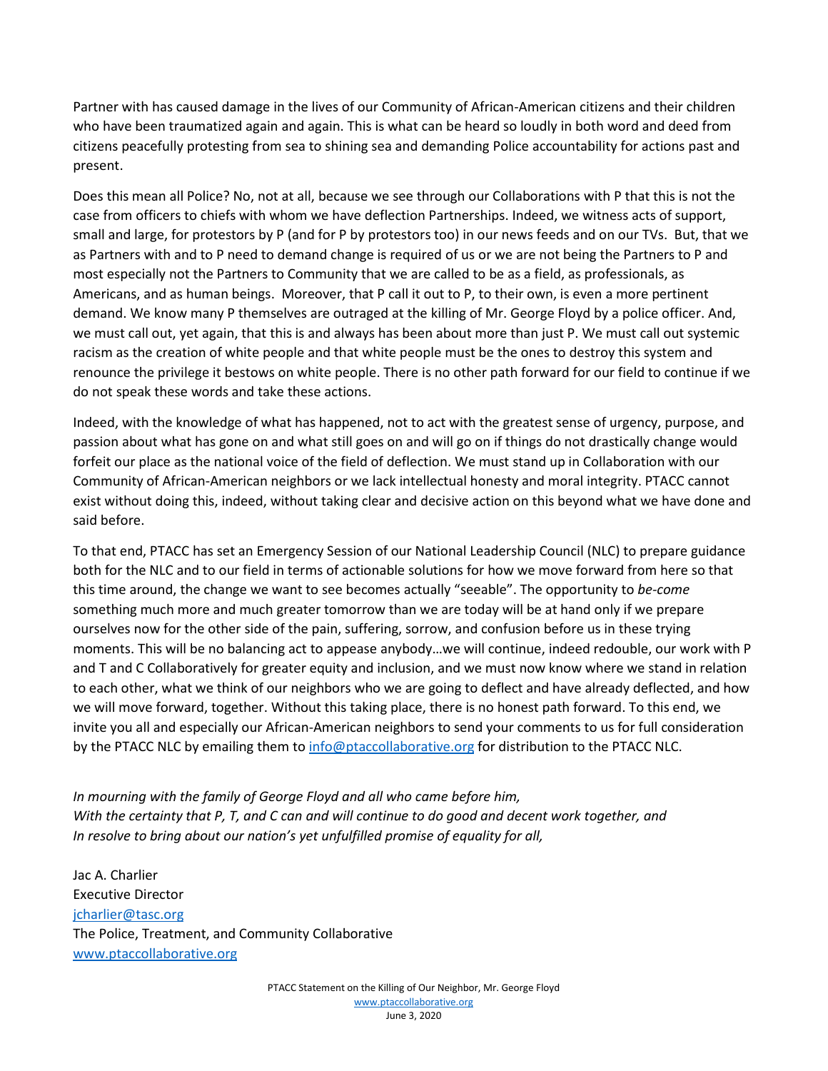Partner with has caused damage in the lives of our Community of African-American citizens and their children who have been traumatized again and again. This is what can be heard so loudly in both word and deed from citizens peacefully protesting from sea to shining sea and demanding Police accountability for actions past and present.

Does this mean all Police? No, not at all, because we see through our Collaborations with P that this is not the case from officers to chiefs with whom we have deflection Partnerships. Indeed, we witness acts of support, small and large, for protestors by P (and for P by protestors too) in our news feeds and on our TVs. But, that we as Partners with and to P need to demand change is required of us or we are not being the Partners to P and most especially not the Partners to Community that we are called to be as a field, as professionals, as Americans, and as human beings. Moreover, that P call it out to P, to their own, is even a more pertinent demand. We know many P themselves are outraged at the killing of Mr. George Floyd by a police officer. And, we must call out, yet again, that this is and always has been about more than just P. We must call out systemic racism as the creation of white people and that white people must be the ones to destroy this system and renounce the privilege it bestows on white people. There is no other path forward for our field to continue if we do not speak these words and take these actions.

Indeed, with the knowledge of what has happened, not to act with the greatest sense of urgency, purpose, and passion about what has gone on and what still goes on and will go on if things do not drastically change would forfeit our place as the national voice of the field of deflection. We must stand up in Collaboration with our Community of African-American neighbors or we lack intellectual honesty and moral integrity. PTACC cannot exist without doing this, indeed, without taking clear and decisive action on this beyond what we have done and said before.

To that end, PTACC has set an Emergency Session of our National Leadership Council (NLC) to prepare guidance both for the NLC and to our field in terms of actionable solutions for how we move forward from here so that this time around, the change we want to see becomes actually "seeable". The opportunity to *be-come* something much more and much greater tomorrow than we are today will be at hand only if we prepare ourselves now for the other side of the pain, suffering, sorrow, and confusion before us in these trying moments. This will be no balancing act to appease anybody…we will continue, indeed redouble, our work with P and T and C Collaboratively for greater equity and inclusion, and we must now know where we stand in relation to each other, what we think of our neighbors who we are going to deflect and have already deflected, and how we will move forward, together. Without this taking place, there is no honest path forward. To this end, we invite you all and especially our African-American neighbors to send your comments to us for full consideration by the PTACC NLC by emailing them to info@ptaccollaborative.org for distribution to the PTACC NLC.

*In mourning with the family of George Floyd and all who came before him,*
*With the certainty that P, T, and C can and will continue to do good and decent work together, and*
*In resolve to bring about our nation's yet unfulfilled promise of equality for all,*

Jac A. Charlier
Executive Director
jcharlier@tasc.org
The Police, Treatment, and Community Collaborative
www.ptaccollaborative.org